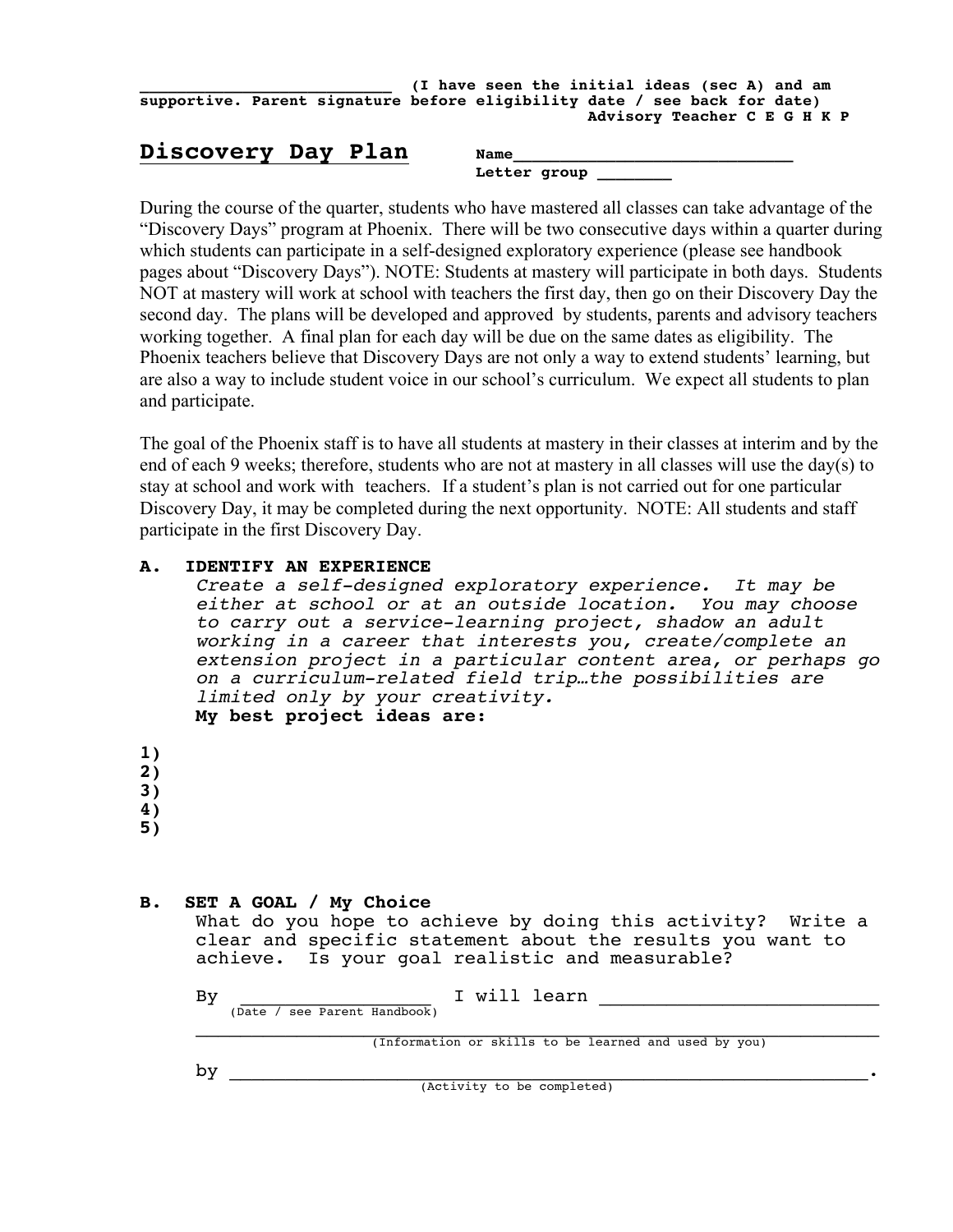\_\_\_\_\_\_\_\_\_\_\_\_\_\_\_\_\_\_\_\_\_\_\_\_\_\_ **(I have seen the initial ideas (sec A) and am supportive. Parent signature before eligibility date / see back for date)**

**Advisory Teacher C E G H K P**

# Discovery Day Plan

**Name**\_\_\_\_\_\_\_\_\_\_\_\_\_\_\_\_\_\_\_\_\_\_\_\_\_\_\_\_\_\_

**Letter group** \_\_\_\_\_\_\_\_

During the course of the quarter, students who have mastered all classes can take advantage of the "Discovery Days" program at Phoenix. There will be two consecutive days within a quarter during which students can participate in a self-designed exploratory experience (please see handbook pages about "Discovery Days"). NOTE: Students at mastery will participate in both days. Students NOT at mastery will work at school with teachers the first day, then go on their Discovery Day the second day. The plans will be developed and approved by students, parents and advisory teachers working together. A final plan for each day will be due on the same dates as eligibility. The Phoenix teachers believe that Discovery Days are not only a way to extend students' learning, but are also a way to include student voice in our school's curriculum. We expect all students to plan and participate.

The goal of the Phoenix staff is to have all students at mastery in their classes at interim and by the end of each 9 weeks; therefore, students who are not at mastery in all classes will use the day(s) to stay at school and work with teachers. If a student's plan is not carried out for one particular Discovery Day, it may be completed during the next opportunity. NOTE: All students and staff participate in the first Discovery Day.

## A. IDENTIFY AN EXPERIENCE

*Create a self-designed exploratory experience. It may be either at school or at an outside location. You may choose to carry out a service-learning project, shadow an adult working in a career that interests you, create/complete an extension project in a particular content area, or perhaps go on a curriculum-related field trip…the possibilities are limited only by your creativity.*

**My best project ideas are:**

**1)**
**2)**
**3)**
**4)**
**5)**

## B. SET A GOAL / My Choice

What do you hope to achieve by doing this activity? Write a clear and specific statement about the results you want to achieve. Is your goal realistic and measurable?

By \_\_\_\_\_\_\_\_\_\_\_\_\_\_\_\_\_\_ I will learn \_\_\_\_\_\_\_\_\_\_\_\_\_\_\_\_\_\_\_\_\_\_\_\_\_\_\_
(Date / see Parent Handbook)

\_\_\_\_\_\_\_\_\_\_\_\_\_\_\_\_\_\_\_\_\_\_\_\_\_\_\_\_\_\_\_\_\_\_\_\_\_\_\_\_\_\_\_\_\_\_\_\_\_\_\_\_\_\_\_\_\_\_\_\_
(Information or skills to be learned and used by you)

by \_\_\_\_\_\_\_\_\_\_\_\_\_\_\_\_\_\_\_\_\_\_\_\_\_\_\_\_\_\_\_\_\_\_\_\_\_\_\_\_\_\_\_\_\_\_\_\_\_\_\_\_\_\_\_\_.
(Activity to be completed)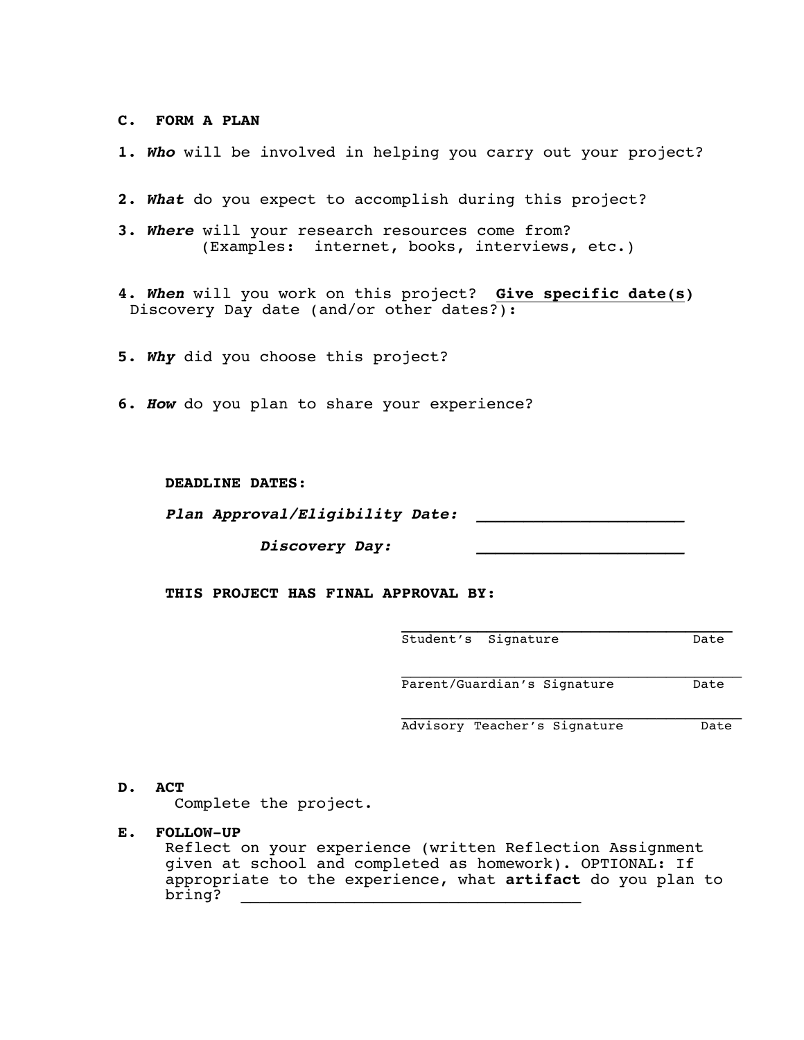## C. FORM A PLAN

1. ***Who*** will be involved in helping you carry out your project?

2. ***What*** do you expect to accomplish during this project?

3. ***Where*** will your research resources come from?
   (Examples: internet, books, interviews, etc.)

4. ***When*** will you work on this project? **Give specific date(s)**
   Discovery Day date (and/or other dates?):

5. ***Why*** did you choose this project?

6. ***How*** do you plan to share your experience?

**DEADLINE DATES:**

***Plan Approval/Eligibility Date:*** ______________________

***Discovery Day:*** ______________________

**THIS PROJECT HAS FINAL APPROVAL BY:**

___________________________________
Student's Signature Date

___________________________________
Parent/Guardian's Signature Date

___________________________________
Advisory Teacher's Signature Date

## D. ACT

Complete the project.

## E. FOLLOW-UP

Reflect on your experience (written Reflection Assignment given at school and completed as homework). OPTIONAL: If appropriate to the experience, what **artifact** do you plan to bring? ___________________________________